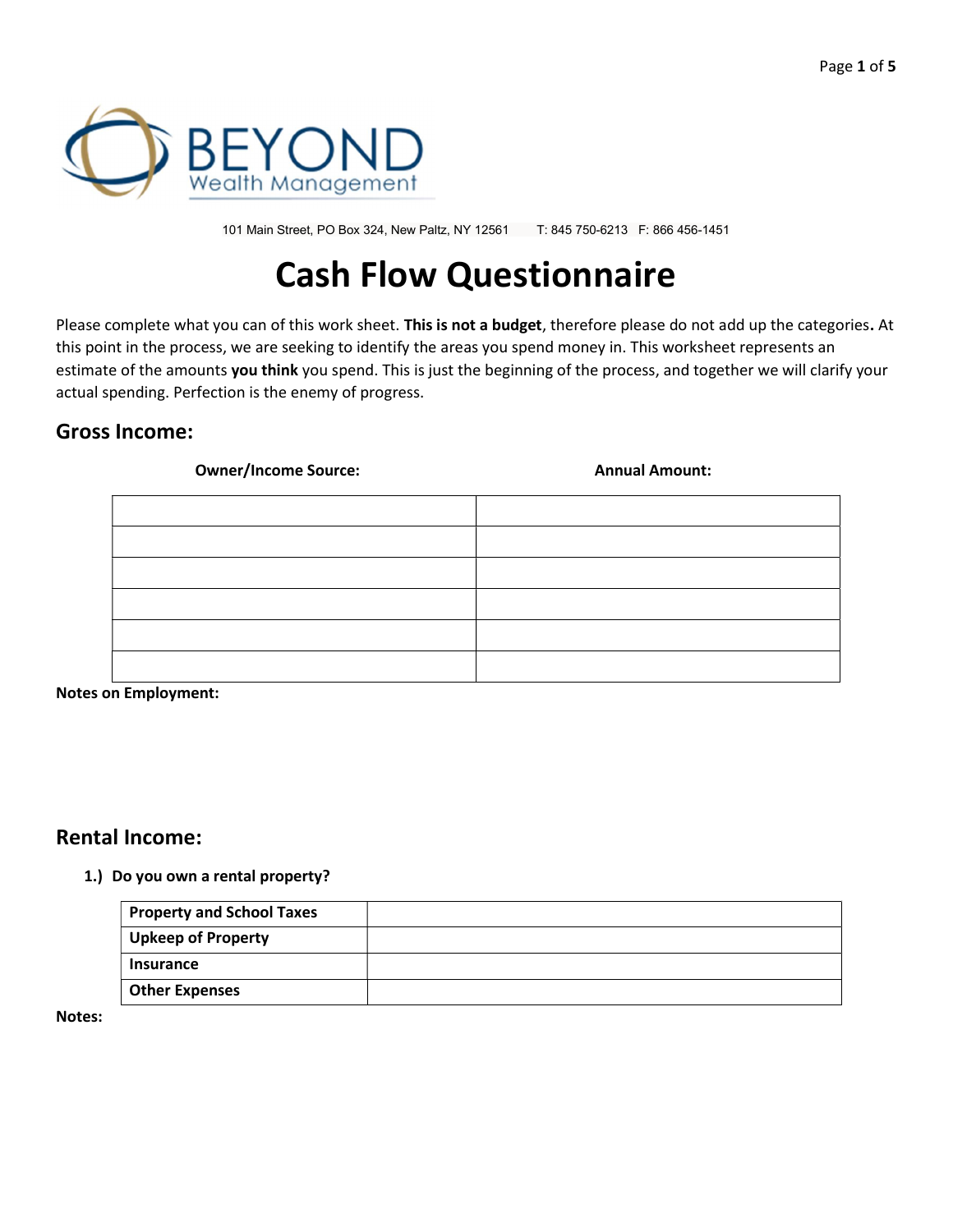BEYOND
Wealth Management

101 Main Street, PO Box 324, New Paltz, NY 12561 T: 845 750-6213 F: 866 456-1451

# Cash Flow Questionnaire

Please complete what you can of this work sheet. **This is not a budget**, therefore please do not add up the categories**.** At this point in the process, we are seeking to identify the areas you spend money in. This worksheet represents an estimate of the amounts **you think** you spend. This is just the beginning of the process, and together we will clarify your actual spending. Perfection is the enemy of progress.

## Gross Income:

| Owner/Income Source: | Annual Amount: |
|---|---|
| | |
| | |
| | |
| | |
| | |
| | |

**Notes on Employment:**

## Rental Income:

1.) **Do you own a rental property?**

| | |
|---|---|
| **Property and School Taxes** | |
| **Upkeep of Property** | |
| **Insurance** | |
| **Other Expenses** | |

**Notes:**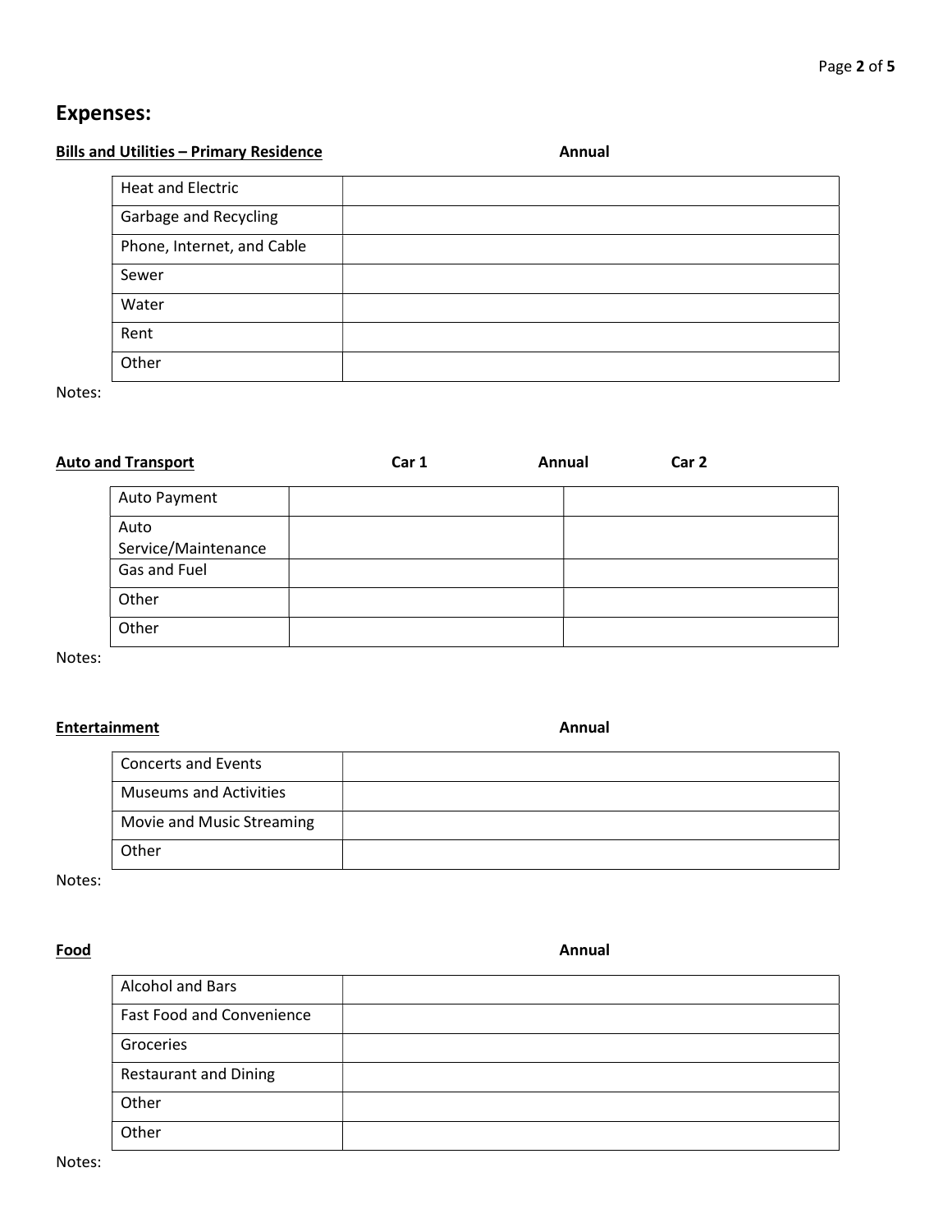## Expenses:

**Bills and Utilities – Primary Residence**

| | Annual |
|---|---|
| Heat and Electric | |
| Garbage and Recycling | |
| Phone, Internet, and Cable | |
| Sewer | |
| Water | |
| Rent | |
| Other | |

Notes:

**Auto and Transport**

| | Car 1 Annual | Car 2 |
|---|---|---|
| Auto Payment | | |
| Auto Service/Maintenance | | |
| Gas and Fuel | | |
| Other | | |
| Other | | |

Notes:

**Entertainment**

| | Annual |
|---|---|
| Concerts and Events | |
| Museums and Activities | |
| Movie and Music Streaming | |
| Other | |

Notes:

**Food**

| | Annual |
|---|---|
| Alcohol and Bars | |
| Fast Food and Convenience | |
| Groceries | |
| Restaurant and Dining | |
| Other | |
| Other | |

Notes: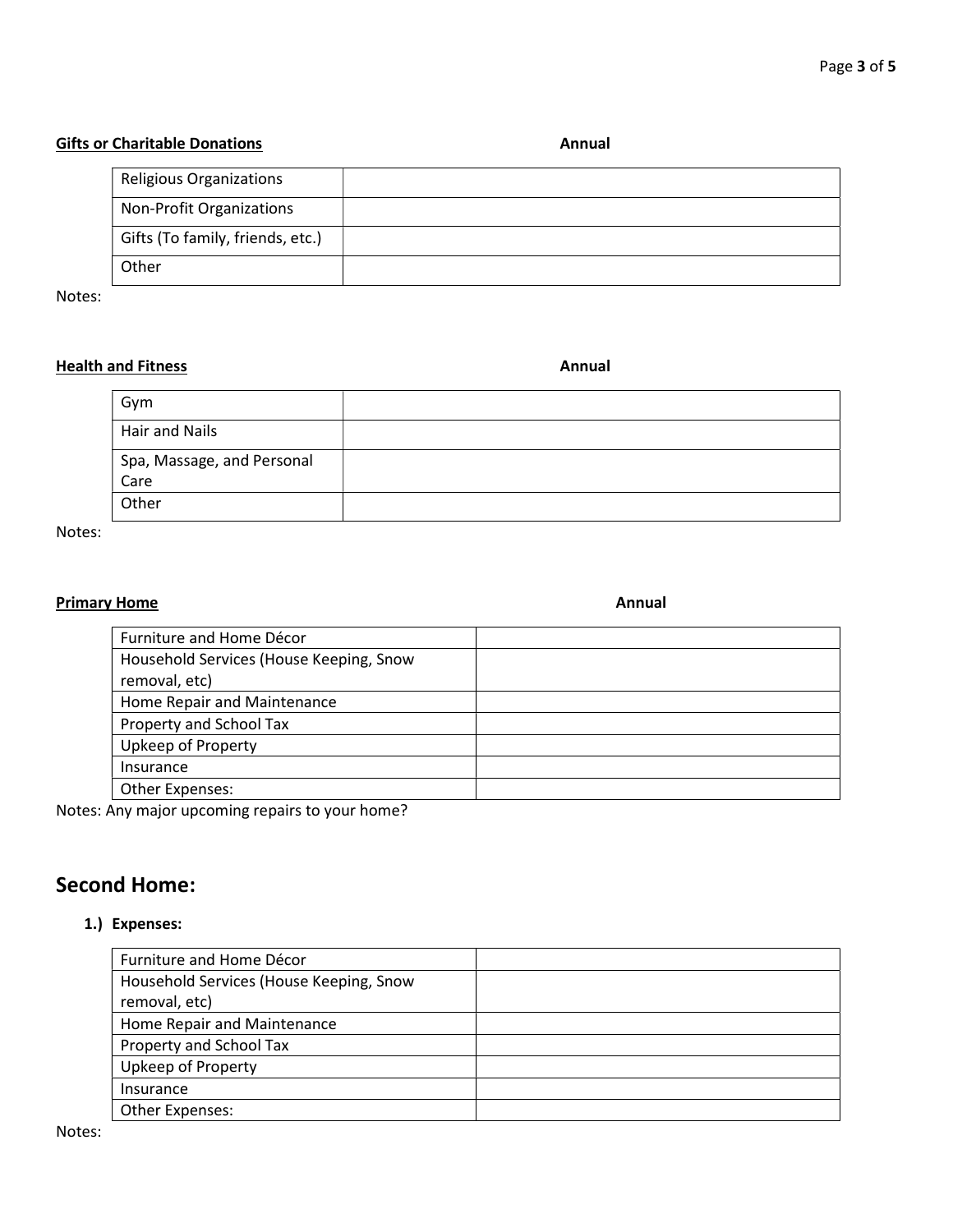**Gifts or Charitable Donations** **Annual**

| | Annual |
|---|---|
| Religious Organizations | |
| Non-Profit Organizations | |
| Gifts (To family, friends, etc.) | |
| Other | |

Notes:

**Health and Fitness** **Annual**

| | Annual |
|---|---|
| Gym | |
| Hair and Nails | |
| Spa, Massage, and Personal Care | |
| Other | |

Notes:

**Primary Home** **Annual**

| | Annual |
|---|---|
| Furniture and Home Décor | |
| Household Services (House Keeping, Snow removal, etc) | |
| Home Repair and Maintenance | |
| Property and School Tax | |
| Upkeep of Property | |
| Insurance | |
| Other Expenses: | |

Notes: Any major upcoming repairs to your home?

## Second Home:

1.) **Expenses:**

| | |
|---|---|
| Furniture and Home Décor | |
| Household Services (House Keeping, Snow removal, etc) | |
| Home Repair and Maintenance | |
| Property and School Tax | |
| Upkeep of Property | |
| Insurance | |
| Other Expenses: | |

Notes: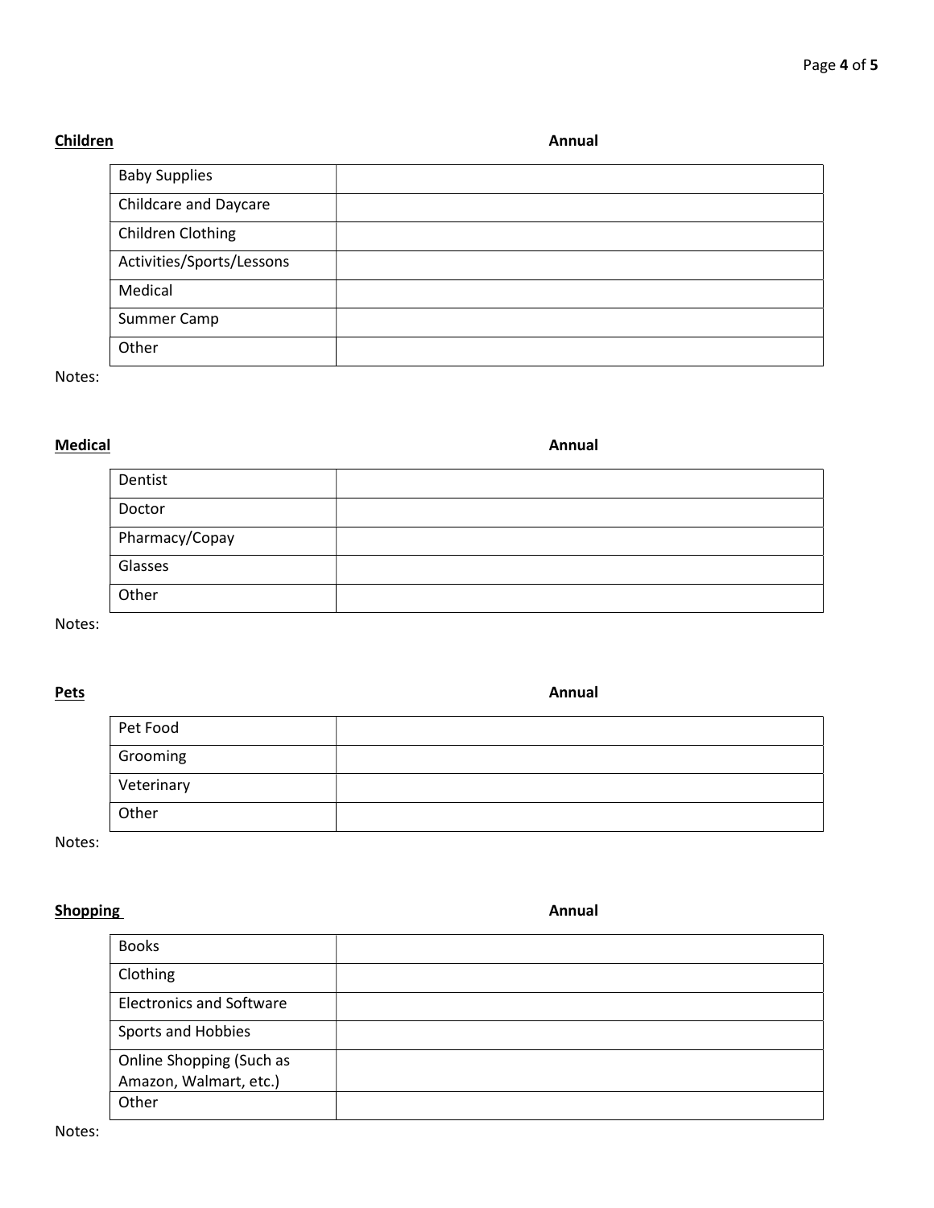**Children** **Annual**

| | |
|---|---|
| Baby Supplies | |
| Childcare and Daycare | |
| Children Clothing | |
| Activities/Sports/Lessons | |
| Medical | |
| Summer Camp | |
| Other | |

Notes:

**Medical** **Annual**

| | |
|---|---|
| Dentist | |
| Doctor | |
| Pharmacy/Copay | |
| Glasses | |
| Other | |

Notes:

**Pets** **Annual**

| | |
|---|---|
| Pet Food | |
| Grooming | |
| Veterinary | |
| Other | |

Notes:

**Shopping** **Annual**

| | |
|---|---|
| Books | |
| Clothing | |
| Electronics and Software | |
| Sports and Hobbies | |
| Online Shopping (Such as Amazon, Walmart, etc.) | |
| Other | |

Notes: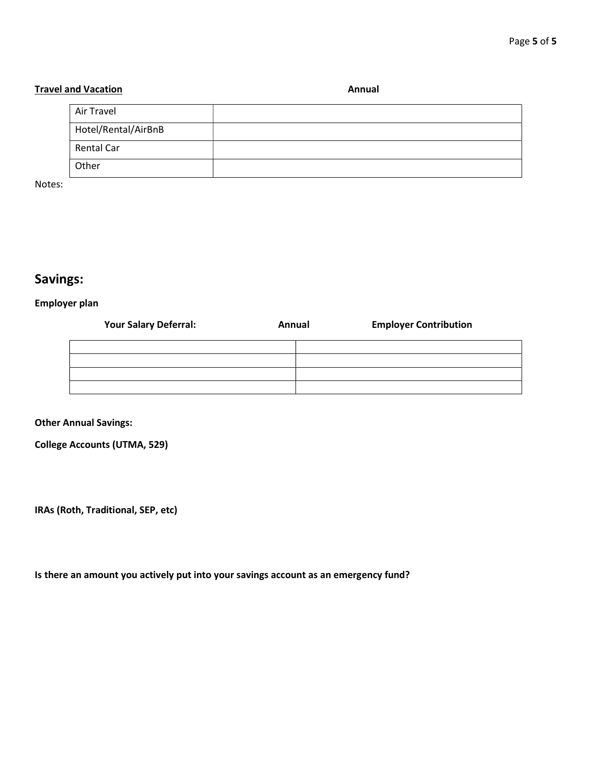**Travel and Vacation** **Annual**

| | |
|---|---|
| Air Travel | |
| Hotel/Rental/AirBnB | |
| Rental Car | |
| Other | |

Notes:

## Savings:

**Employer plan**

| Your Salary Deferral: Annual | Employer Contribution |
|---|---|
| | |
| | |
| | |
| | |

**Other Annual Savings:**

**College Accounts (UTMA, 529)**

**IRAs (Roth, Traditional, SEP, etc)**

**Is there an amount you actively put into your savings account as an emergency fund?**